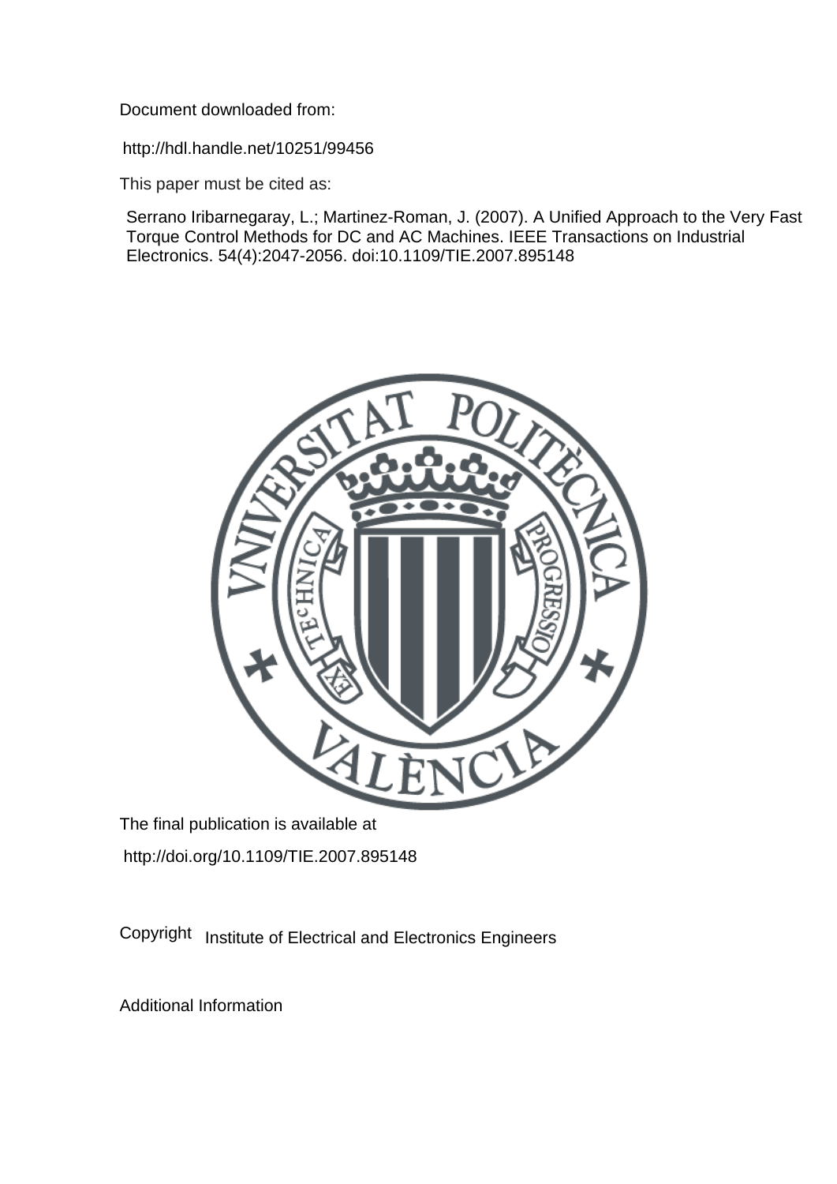Document downloaded from:

http://hdl.handle.net/10251/99456

This paper must be cited as:

Serrano Iribarnegaray, L.; Martinez-Roman, J. (2007). A Unified Approach to the Very Fast Torque Control Methods for DC and AC Machines. IEEE Transactions on Industrial Electronics. 54(4):2047-2056. doi:10.1109/TIE.2007.895148

The final publication is available at

http://doi.org/10.1109/TIE.2007.895148

Copyright Institute of Electrical and Electronics Engineers

Additional Information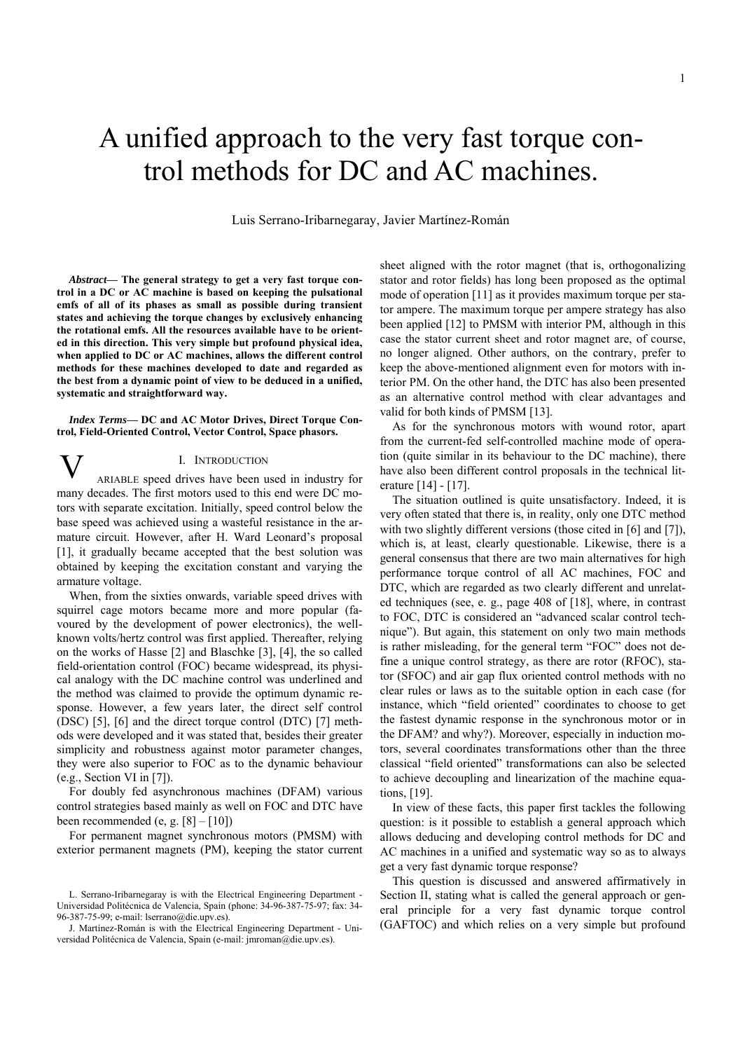# A unified approach to the very fast torque control methods for DC and AC machines.

Luis Serrano-Iribarnegaray, Javier Martínez-Román

***Abstract*— The general strategy to get a very fast torque control in a DC or AC machine is based on keeping the pulsational emfs of all of its phases as small as possible during transient states and achieving the torque changes by exclusively enhancing the rotational emfs. All the resources available have to be oriented in this direction. This very simple but profound physical idea, when applied to DC or AC machines, allows the different control methods for these machines developed to date and regarded as the best from a dynamic point of view to be deduced in a unified, systematic and straightforward way.**

***Index Terms*— DC and AC Motor Drives, Direct Torque Control, Field-Oriented Control, Vector Control, Space phasors.**

## I. Introduction

Variable speed drives have been used in industry for many decades. The first motors used to this end were DC motors with separate excitation. Initially, speed control below the base speed was achieved using a wasteful resistance in the armature circuit. However, after H. Ward Leonard's proposal [1], it gradually became accepted that the best solution was obtained by keeping the excitation constant and varying the armature voltage.

When, from the sixties onwards, variable speed drives with squirrel cage motors became more and more popular (favoured by the development of power electronics), the well-known volts/hertz control was first applied. Thereafter, relying on the works of Hasse [2] and Blaschke [3], [4], the so called field-orientation control (FOC) became widespread, its physical analogy with the DC machine control was underlined and the method was claimed to provide the optimum dynamic response. However, a few years later, the direct self control (DSC) [5], [6] and the direct torque control (DTC) [7] methods were developed and it was stated that, besides their greater simplicity and robustness against motor parameter changes, they were also superior to FOC as to the dynamic behaviour (e.g., Section VI in [7]).

For doubly fed asynchronous machines (DFAM) various control strategies based mainly as well on FOC and DTC have been recommended (e, g. [8] – [10])

For permanent magnet synchronous motors (PMSM) with exterior permanent magnets (PM), keeping the stator current sheet aligned with the rotor magnet (that is, orthogonalizing stator and rotor fields) has long been proposed as the optimal mode of operation [11] as it provides maximum torque per stator ampere. The maximum torque per ampere strategy has also been applied [12] to PMSM with interior PM, although in this case the stator current sheet and rotor magnet are, of course, no longer aligned. Other authors, on the contrary, prefer to keep the above-mentioned alignment even for motors with interior PM. On the other hand, the DTC has also been presented as an alternative control method with clear advantages and valid for both kinds of PMSM [13].

As for the synchronous motors with wound rotor, apart from the current-fed self-controlled machine mode of operation (quite similar in its behaviour to the DC machine), there have also been different control proposals in the technical literature [14] - [17].

The situation outlined is quite unsatisfactory. Indeed, it is very often stated that there is, in reality, only one DTC method with two slightly different versions (those cited in [6] and [7]), which is, at least, clearly questionable. Likewise, there is a general consensus that there are two main alternatives for high performance torque control of all AC machines, FOC and DTC, which are regarded as two clearly different and unrelated techniques (see, e. g., page 408 of [18], where, in contrast to FOC, DTC is considered an "advanced scalar control technique"). But again, this statement on only two main methods is rather misleading, for the general term "FOC" does not define a unique control strategy, as there are rotor (RFOC), stator (SFOC) and air gap flux oriented control methods with no clear rules or laws as to the suitable option in each case (for instance, which "field oriented" coordinates to choose to get the fastest dynamic response in the synchronous motor or in the DFAM? and why?). Moreover, especially in induction motors, several coordinates transformations other than the three classical "field oriented" transformations can also be selected to achieve decoupling and linearization of the machine equations, [19].

In view of these facts, this paper first tackles the following question: is it possible to establish a general approach which allows deducing and developing control methods for DC and AC machines in a unified and systematic way so as to always get a very fast dynamic torque response?

This question is discussed and answered affirmatively in Section II, stating what is called the general approach or general principle for a very fast dynamic torque control (GAFTOC) and which relies on a very simple but profound

L. Serrano-Iribarnegaray is with the Electrical Engineering Department - Universidad Politécnica de Valencia, Spain (phone: 34-96-387-75-97; fax: 34-96-387-75-99; e-mail: lserrano@die.upv.es).

J. Martínez-Román is with the Electrical Engineering Department - Universidad Politécnica de Valencia, Spain (e-mail: jmroman@die.upv.es).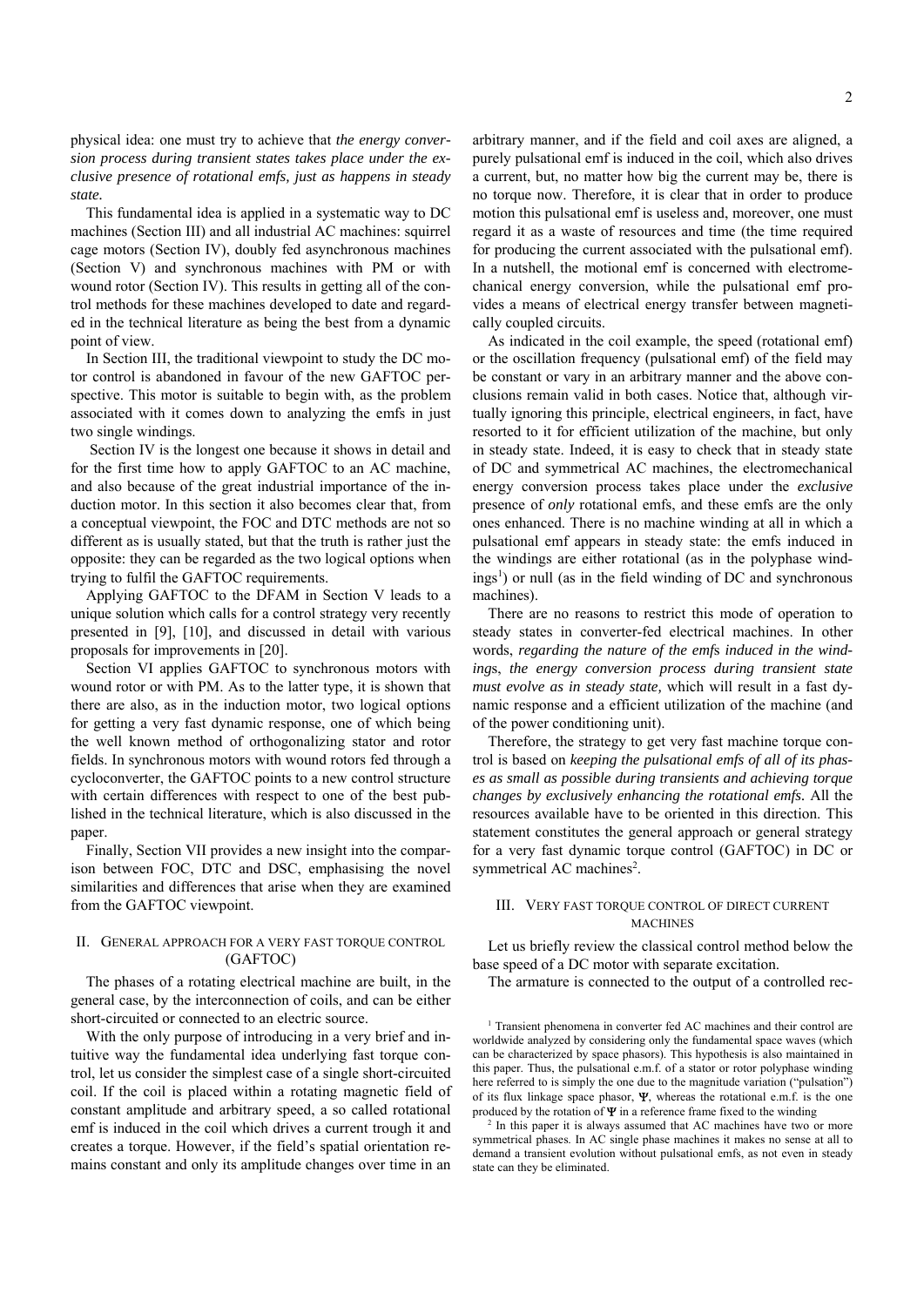physical idea: one must try to achieve that *the energy conversion process during transient states takes place under the exclusive presence of rotational emfs, just as happens in steady state.*

This fundamental idea is applied in a systematic way to DC machines (Section III) and all industrial AC machines: squirrel cage motors (Section IV), doubly fed asynchronous machines (Section V) and synchronous machines with PM or with wound rotor (Section IV). This results in getting all of the control methods for these machines developed to date and regarded in the technical literature as being the best from a dynamic point of view.

In Section III, the traditional viewpoint to study the DC motor control is abandoned in favour of the new GAFTOC perspective. This motor is suitable to begin with, as the problem associated with it comes down to analyzing the emfs in just two single windings.

Section IV is the longest one because it shows in detail and for the first time how to apply GAFTOC to an AC machine, and also because of the great industrial importance of the induction motor. In this section it also becomes clear that, from a conceptual viewpoint, the FOC and DTC methods are not so different as is usually stated, but that the truth is rather just the opposite: they can be regarded as the two logical options when trying to fulfil the GAFTOC requirements.

Applying GAFTOC to the DFAM in Section V leads to a unique solution which calls for a control strategy very recently presented in [9], [10], and discussed in detail with various proposals for improvements in [20].

Section VI applies GAFTOC to synchronous motors with wound rotor or with PM. As to the latter type, it is shown that there are also, as in the induction motor, two logical options for getting a very fast dynamic response, one of which being the well known method of orthogonalizing stator and rotor fields. In synchronous motors with wound rotors fed through a cycloconverter, the GAFTOC points to a new control structure with certain differences with respect to one of the best published in the technical literature, which is also discussed in the paper.

Finally, Section VII provides a new insight into the comparison between FOC, DTC and DSC, emphasising the novel similarities and differences that arise when they are examined from the GAFTOC viewpoint.

## II. General approach for a very fast torque control (GAFTOC)

The phases of a rotating electrical machine are built, in the general case, by the interconnection of coils, and can be either short-circuited or connected to an electric source.

With the only purpose of introducing in a very brief and intuitive way the fundamental idea underlying fast torque control, let us consider the simplest case of a single short-circuited coil. If the coil is placed within a rotating magnetic field of constant amplitude and arbitrary speed, a so called rotational emf is induced in the coil which drives a current trough it and creates a torque. However, if the field's spatial orientation remains constant and only its amplitude changes over time in an arbitrary manner, and if the field and coil axes are aligned, a purely pulsational emf is induced in the coil, which also drives a current, but, no matter how big the current may be, there is no torque now. Therefore, it is clear that in order to produce motion this pulsational emf is useless and, moreover, one must regard it as a waste of resources and time (the time required for producing the current associated with the pulsational emf). In a nutshell, the motional emf is concerned with electromechanical energy conversion, while the pulsational emf provides a means of electrical energy transfer between magnetically coupled circuits.

As indicated in the coil example, the speed (rotational emf) or the oscillation frequency (pulsational emf) of the field may be constant or vary in an arbitrary manner and the above conclusions remain valid in both cases. Notice that, although virtually ignoring this principle, electrical engineers, in fact, have resorted to it for efficient utilization of the machine, but only in steady state. Indeed, it is easy to check that in steady state of DC and symmetrical AC machines, the electromechanical energy conversion process takes place under the *exclusive* presence of *only* rotational emfs, and these emfs are the only ones enhanced. There is no machine winding at all in which a pulsational emf appears in steady state: the emfs induced in the windings are either rotational (as in the polyphase windings[1]) or null (as in the field winding of DC and synchronous machines).

There are no reasons to restrict this mode of operation to steady states in converter-fed electrical machines. In other words, *regarding the nature of the emfs induced in the windings, the energy conversion process during transient state must evolve as in steady state,* which will result in a fast dynamic response and a efficient utilization of the machine (and of the power conditioning unit).

Therefore, the strategy to get very fast machine torque control is based on *keeping the pulsational emfs of all of its phases as small as possible during transients and achieving torque changes by exclusively enhancing the rotational emfs.* All the resources available have to be oriented in this direction. This statement constitutes the general approach or general strategy for a very fast dynamic torque control (GAFTOC) in DC or symmetrical AC machines[2].

## III. Very fast torque control of direct current machines

Let us briefly review the classical control method below the base speed of a DC motor with separate excitation.

The armature is connected to the output of a controlled rec-

[1] Transient phenomena in converter fed AC machines and their control are worldwide analyzed by considering only the fundamental space waves (which can be characterized by space phasors). This hypothesis is also maintained in this paper. Thus, the pulsational e.m.f. of a stator or rotor polyphase winding here referred to is simply the one due to the magnitude variation ("pulsation") of its flux linkage space phasor, $\mathbf{\Psi}$, whereas the rotational e.m.f. is the one produced by the rotation of $\mathbf{\Psi}$ in a reference frame fixed to the winding

[2] In this paper it is always assumed that AC machines have two or more symmetrical phases. In AC single phase machines it makes no sense at all to demand a transient evolution without pulsational emfs, as not even in steady state can they be eliminated.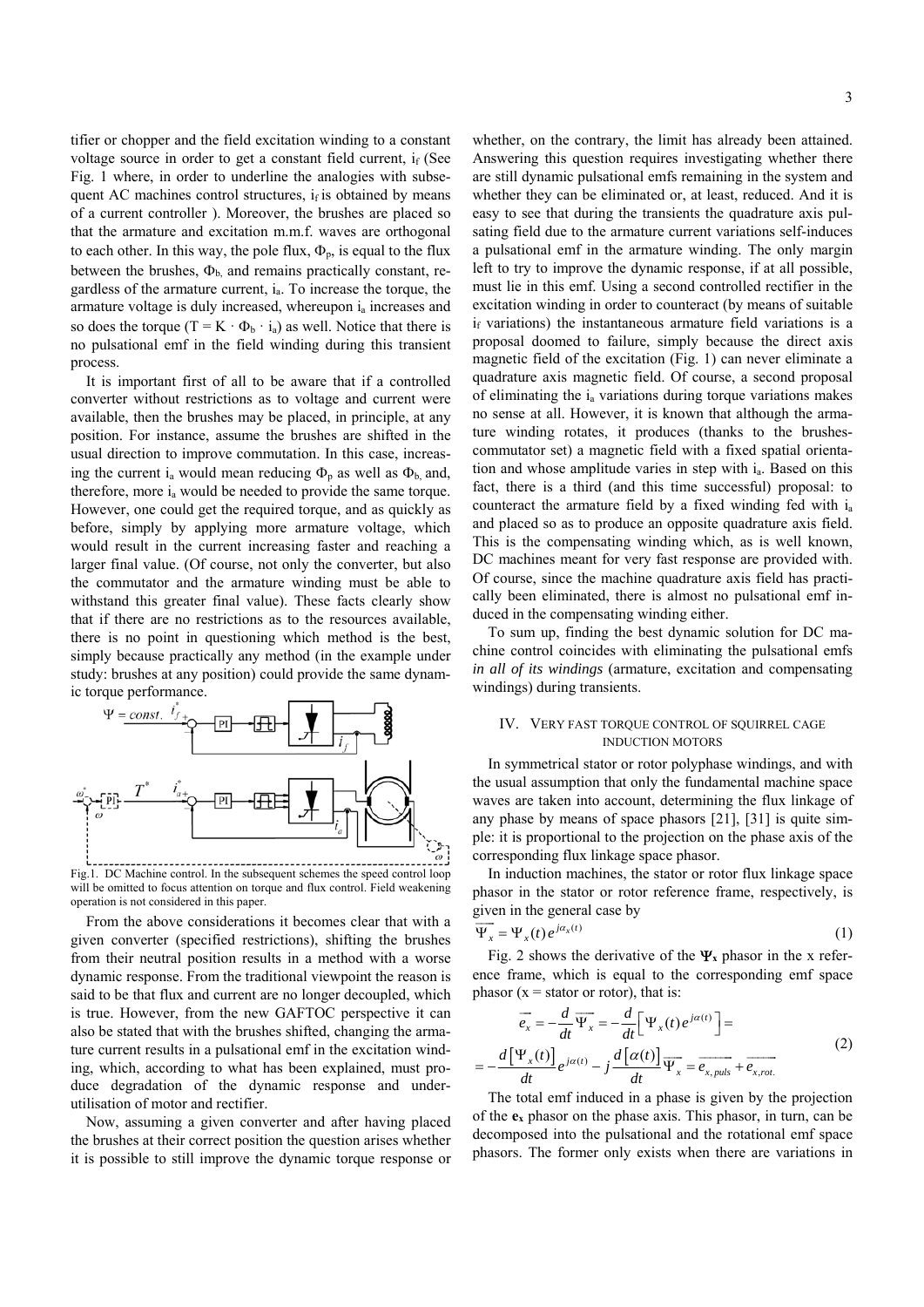tifier or chopper and the field excitation winding to a constant voltage source in order to get a constant field current, $i_f$ (See Fig. 1 where, in order to underline the analogies with subsequent AC machines control structures, $i_f$ is obtained by means of a current controller ). Moreover, the brushes are placed so that the armature and excitation m.m.f. waves are orthogonal to each other. In this way, the pole flux, $\Phi_p$, is equal to the flux between the brushes, $\Phi_b$, and remains practically constant, regardless of the armature current, $i_a$. To increase the torque, the armature voltage is duly increased, whereupon $i_a$ increases and so does the torque ($T = K \cdot \Phi_b \cdot i_a$) as well. Notice that there is no pulsational emf in the field winding during this transient process.

It is important first of all to be aware that if a controlled converter without restrictions as to voltage and current were available, then the brushes may be placed, in principle, at any position. For instance, assume the brushes are shifted in the usual direction to improve commutation. In this case, increasing the current $i_a$ would mean reducing $\Phi_p$ as well as $\Phi_b$, and, therefore, more $i_a$ would be needed to provide the same torque. However, one could get the required torque, and as quickly as before, simply by applying more armature voltage, which would result in the current increasing faster and reaching a larger final value. (Of course, not only the converter, but also the commutator and the armature winding must be able to withstand this greater final value). These facts clearly show that if there are no restrictions as to the resources available, there is no point in questioning which method is the best, simply because practically any method (in the example under study: brushes at any position) could provide the same dynamic torque performance.

Fig.1. DC Machine control. In the subsequent schemes the speed control loop will be omitted to focus attention on torque and flux control. Field weakening operation is not considered in this paper.

From the above considerations it becomes clear that with a given converter (specified restrictions), shifting the brushes from their neutral position results in a method with a worse dynamic response. From the traditional viewpoint the reason is said to be that flux and current are no longer decoupled, which is true. However, from the new GAFTOC perspective it can also be stated that with the brushes shifted, changing the armature current results in a pulsational emf in the excitation winding, which, according to what has been explained, must produce degradation of the dynamic response and underutilisation of motor and rectifier.

Now, assuming a given converter and after having placed the brushes at their correct position the question arises whether it is possible to still improve the dynamic torque response or whether, on the contrary, the limit has already been attained. Answering this question requires investigating whether there are still dynamic pulsational emfs remaining in the system and whether they can be eliminated or, at least, reduced. And it is easy to see that during the transients the quadrature axis pulsating field due to the armature current variations self-induces a pulsational emf in the armature winding. The only margin left to try to improve the dynamic response, if at all possible, must lie in this emf. Using a second controlled rectifier in the excitation winding in order to counteract (by means of suitable $i_f$ variations) the instantaneous armature field variations is a proposal doomed to failure, simply because the direct axis magnetic field of the excitation (Fig. 1) can never eliminate a quadrature axis magnetic field. Of course, a second proposal of eliminating the $i_a$ variations during torque variations makes no sense at all. However, it is known that although the armature winding rotates, it produces (thanks to the brushes-commutator set) a magnetic field with a fixed spatial orientation and whose amplitude varies in step with $i_a$. Based on this fact, there is a third (and this time successful) proposal: to counteract the armature field by a fixed winding fed with $i_a$ and placed so as to produce an opposite quadrature axis field. This is the compensating winding which, as is well known, DC machines meant for very fast response are provided with. Of course, since the machine quadrature axis field has practically been eliminated, there is almost no pulsational emf induced in the compensating winding either.

To sum up, finding the best dynamic solution for DC machine control coincides with eliminating the pulsational emfs *in all of its windings* (armature, excitation and compensating windings) during transients.

## IV. Very fast torque control of squirrel cage induction motors

In symmetrical stator or rotor polyphase windings, and with the usual assumption that only the fundamental machine space waves are taken into account, determining the flux linkage of any phase by means of space phasors [21], [31] is quite simple: it is proportional to the projection on the phase axis of the corresponding flux linkage space phasor.

In induction machines, the stator or rotor flux linkage space phasor in the stator or rotor reference frame, respectively, is given in the general case by

$$\overrightarrow{\Psi_x} = \Psi_x(t)\, e^{j\alpha_x(t)} \tag{1}$$

Fig. 2 shows the derivative of the $\mathbf{\Psi_x}$ phasor in the x reference frame, which is equal to the corresponding emf space phasor (x = stator or rotor), that is:

$$\begin{aligned} \overrightarrow{e_x} &= -\frac{d}{dt}\overrightarrow{\Psi_x} = -\frac{d}{dt}\left[\Psi_x(t)\, e^{j\alpha(t)}\right] = \\ &= -\frac{d\left[\Psi_x(t)\right]}{dt} e^{j\alpha(t)} - j\frac{d\left[\alpha(t)\right]}{dt}\overrightarrow{\Psi_x} = \overrightarrow{e_{x,puls}} + \overrightarrow{e_{x,rot.}} \end{aligned} \tag{2}$$

The total emf induced in a phase is given by the projection of the $\mathbf{e_x}$ phasor on the phase axis. This phasor, in turn, can be decomposed into the pulsational and the rotational emf space phasors. The former only exists when there are variations in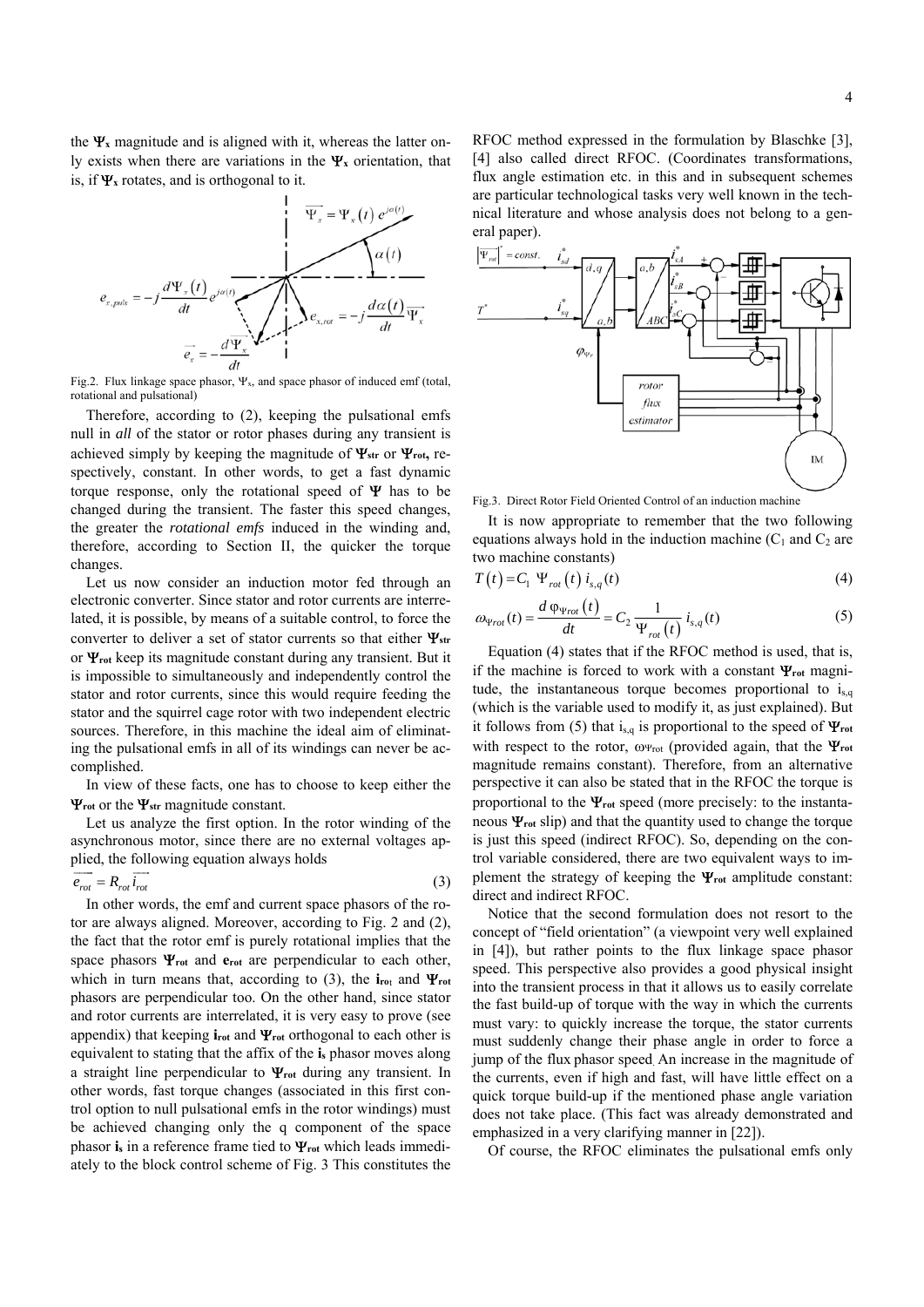the $\Psi_x$ magnitude and is aligned with it, whereas the latter only exists when there are variations in the $\Psi_x$ orientation, that is, if $\Psi_x$ rotates, and is orthogonal to it.

Fig.2. Flux linkage space phasor, $\Psi_x$, and space phasor of induced emf (total, rotational and pulsational)

Therefore, according to (2), keeping the pulsational emfs null in *all* of the stator or rotor phases during any transient is achieved simply by keeping the magnitude of $\mathbf{\Psi_{str}}$ or $\mathbf{\Psi_{rot}}$, respectively, constant. In other words, to get a fast dynamic torque response, only the rotational speed of $\mathbf{\Psi}$ has to be changed during the transient. The faster this speed changes, the greater the *rotational emfs* induced in the winding and, therefore, according to Section II, the quicker the torque changes.

Let us now consider an induction motor fed through an electronic converter. Since stator and rotor currents are interrelated, it is possible, by means of a suitable control, to force the converter to deliver a set of stator currents so that either $\mathbf{\Psi_{str}}$ or $\mathbf{\Psi_{rot}}$ keep its magnitude constant during any transient. But it is impossible to simultaneously and independently control the stator and rotor currents, since this would require feeding the stator and the squirrel cage rotor with two independent electric sources. Therefore, in this machine the ideal aim of eliminating the pulsational emfs in all of its windings can never be accomplished.

In view of these facts, one has to choose to keep either the $\mathbf{\Psi_{rot}}$ or the $\mathbf{\Psi_{str}}$ magnitude constant.

Let us analyze the first option. In the rotor winding of the asynchronous motor, since there are no external voltages applied, the following equation always holds

$$\overrightarrow{e_{rot}} = R_{rot}\,\overrightarrow{i_{rot}} \tag{3}$$

In other words, the emf and current space phasors of the rotor are always aligned. Moreover, according to Fig. 2 and (2), the fact that the rotor emf is purely rotational implies that the space phasors $\mathbf{\Psi_{rot}}$ and $\mathbf{e_{rot}}$ are perpendicular to each other, which in turn means that, according to (3), the $\mathbf{i_{rot}}$ and $\mathbf{\Psi_{rot}}$ phasors are perpendicular too. On the other hand, since stator and rotor currents are interrelated, it is very easy to prove (see appendix) that keeping $\mathbf{i_{rot}}$ and $\mathbf{\Psi_{rot}}$ orthogonal to each other is equivalent to stating that the affix of the $\mathbf{i_s}$ phasor moves along a straight line perpendicular to $\mathbf{\Psi_{rot}}$ during any transient. In other words, fast torque changes (associated in this first control option to null pulsational emfs in the rotor windings) must be achieved changing only the q component of the space phasor $\mathbf{i_s}$ in a reference frame tied to $\mathbf{\Psi_{rot}}$ which leads immediately to the block control scheme of Fig. 3 This constitutes the RFOC method expressed in the formulation by Blaschke [3], [4] also called direct RFOC. (Coordinates transformations, flux angle estimation etc. in this and in subsequent schemes are particular technological tasks very well known in the technical literature and whose analysis does not belong to a general paper).

Fig.3. Direct Rotor Field Oriented Control of an induction machine

It is now appropriate to remember that the two following equations always hold in the induction machine ($C_1$ and $C_2$ are two machine constants)

$$T(t) = C_1\ \Psi_{rot}(t)\ i_{s,q}(t) \tag{4}$$

$$\omega_{\Psi rot}(t) = \frac{d\,\varphi_{\Psi rot}(t)}{dt} = C_2\,\frac{1}{\Psi_{rot}(t)}\,i_{s,q}(t) \tag{5}$$

Equation (4) states that if the RFOC method is used, that is, if the machine is forced to work with a constant $\mathbf{\Psi_{rot}}$ magnitude, the instantaneous torque becomes proportional to $i_{s,q}$ (which is the variable used to modify it, as just explained). But it follows from (5) that $i_{s,q}$ is proportional to the speed of $\mathbf{\Psi_{rot}}$ with respect to the rotor, $\omega_{\Psi rot}$ (provided again, that the $\mathbf{\Psi_{rot}}$ magnitude remains constant). Therefore, from an alternative perspective it can also be stated that in the RFOC the torque is proportional to the $\mathbf{\Psi_{rot}}$ speed (more precisely: to the instantaneous $\mathbf{\Psi_{rot}}$ slip) and that the quantity used to change the torque is just this speed (indirect RFOC). So, depending on the control variable considered, there are two equivalent ways to implement the strategy of keeping the $\mathbf{\Psi_{rot}}$ amplitude constant: direct and indirect RFOC.

Notice that the second formulation does not resort to the concept of "field orientation" (a viewpoint very well explained in [4]), but rather points to the flux linkage space phasor speed. This perspective also provides a good physical insight into the transient process in that it allows us to easily correlate the fast build-up of torque with the way in which the currents must vary: to quickly increase the torque, the stator currents must suddenly change their phase angle in order to force a jump of the flux phasor speed. An increase in the magnitude of the currents, even if high and fast, will have little effect on a quick torque build-up if the mentioned phase angle variation does not take place. (This fact was already demonstrated and emphasized in a very clarifying manner in [22]).

Of course, the RFOC eliminates the pulsational emfs only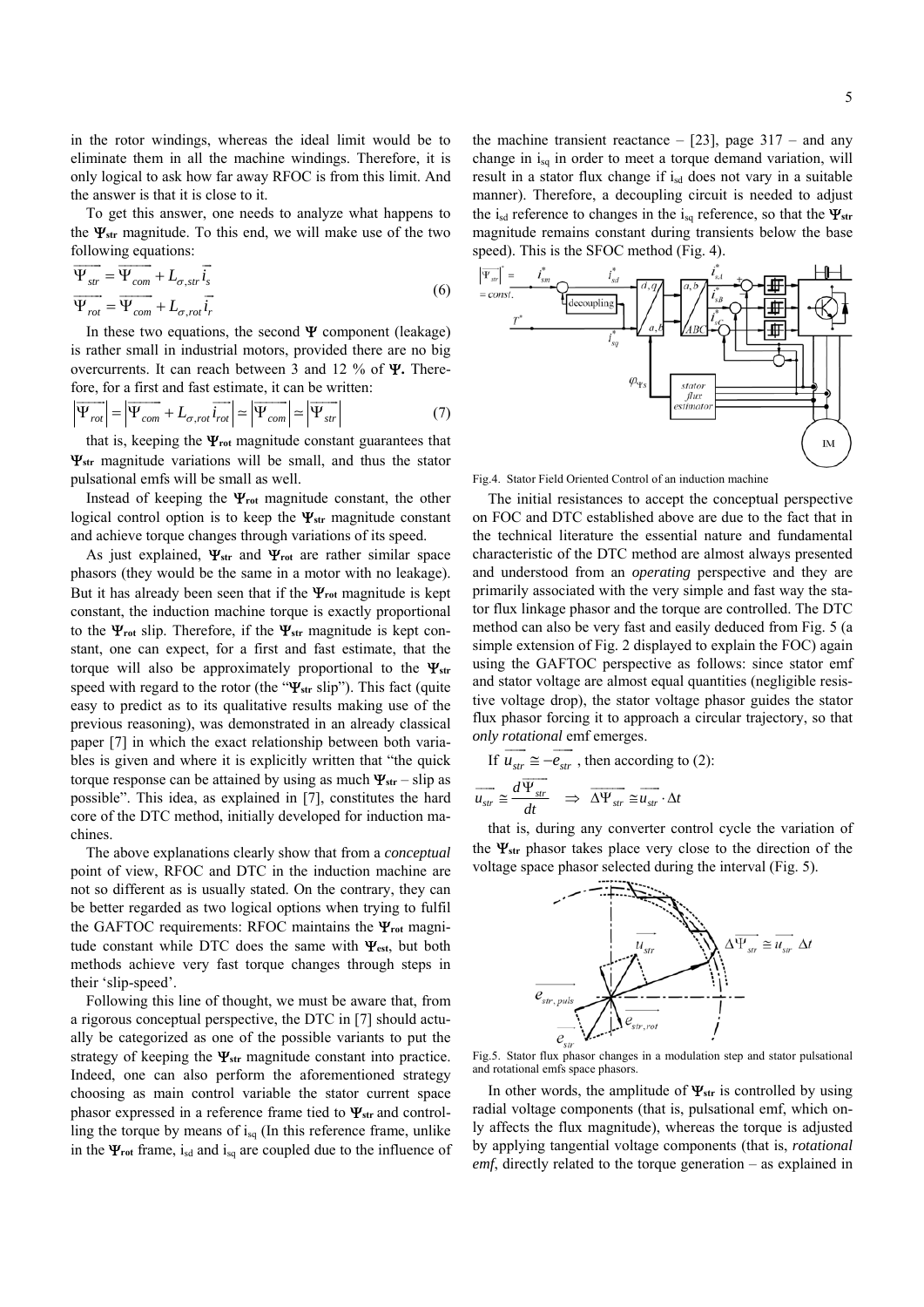in the rotor windings, whereas the ideal limit would be to eliminate them in all the machine windings. Therefore, it is only logical to ask how far away RFOC is from this limit. And the answer is that it is close to it.

To get this answer, one needs to analyze what happens to the $\mathbf{\Psi_{str}}$ magnitude. To this end, we will make use of the two following equations:

$$\overrightarrow{\Psi_{str}} = \overrightarrow{\Psi_{com}} + L_{\sigma,str}\vec{i_s}$$
$$\overrightarrow{\Psi_{rot}} = \overrightarrow{\Psi_{com}} + L_{\sigma,rot}\vec{i_r} \tag{6}$$

In these two equations, the second $\mathbf{\Psi}$ component (leakage) is rather small in industrial motors, provided there are no big overcurrents. It can reach between 3 and 12 % of $\mathbf{\Psi}$. Therefore, for a first and fast estimate, it can be written:

$$\left|\overrightarrow{\Psi_{rot}}\right| = \left|\overrightarrow{\Psi_{com}} + L_{\sigma,rot}\overrightarrow{i_{rot}}\right| \simeq \left|\overrightarrow{\Psi_{com}}\right| \simeq \left|\overrightarrow{\Psi_{str}}\right| \tag{7}$$

that is, keeping the $\mathbf{\Psi_{rot}}$ magnitude constant guarantees that $\mathbf{\Psi_{str}}$ magnitude variations will be small, and thus the stator pulsational emfs will be small as well.

Instead of keeping the $\mathbf{\Psi_{rot}}$ magnitude constant, the other logical control option is to keep the $\mathbf{\Psi_{str}}$ magnitude constant and achieve torque changes through variations of its speed.

As just explained, $\mathbf{\Psi_{str}}$ and $\mathbf{\Psi_{rot}}$ are rather similar space phasors (they would be the same in a motor with no leakage). But it has already been seen that if the $\mathbf{\Psi_{rot}}$ magnitude is kept constant, the induction machine torque is exactly proportional to the $\mathbf{\Psi_{rot}}$ slip. Therefore, if the $\mathbf{\Psi_{str}}$ magnitude is kept constant, one can expect, for a first and fast estimate, that the torque will also be approximately proportional to the $\mathbf{\Psi_{str}}$ speed with regard to the rotor (the "$\mathbf{\Psi_{str}}$ slip"). This fact (quite easy to predict as to its qualitative results making use of the previous reasoning), was demonstrated in an already classical paper [7] in which the exact relationship between both variables is given and where it is explicitly written that "the quick torque response can be attained by using as much $\mathbf{\Psi_{str}}$ – slip as possible". This idea, as explained in [7], constitutes the hard core of the DTC method, initially developed for induction machines.

The above explanations clearly show that from a *conceptual* point of view, RFOC and DTC in the induction machine are not so different as is usually stated. On the contrary, they can be better regarded as two logical options when trying to fulfil the GAFTOC requirements: RFOC maintains the $\mathbf{\Psi_{rot}}$ magnitude constant while DTC does the same with $\mathbf{\Psi_{est}}$, but both methods achieve very fast torque changes through steps in their 'slip-speed'.

Following this line of thought, we must be aware that, from a rigorous conceptual perspective, the DTC in [7] should actually be categorized as one of the possible variants to put the strategy of keeping the $\mathbf{\Psi_{str}}$ magnitude constant into practice. Indeed, one can also perform the aforementioned strategy choosing as main control variable the stator current space phasor expressed in a reference frame tied to $\mathbf{\Psi_{str}}$ and controlling the torque by means of $i_{sq}$ (In this reference frame, unlike in the $\mathbf{\Psi_{rot}}$ frame, $i_{sd}$ and $i_{sq}$ are coupled due to the influence of the machine transient reactance – [23], page 317 – and any change in $i_{sq}$ in order to meet a torque demand variation, will result in a stator flux change if $i_{sd}$ does not vary in a suitable manner). Therefore, a decoupling circuit is needed to adjust the $i_{sd}$ reference to changes in the $i_{sq}$ reference, so that the $\mathbf{\Psi_{str}}$ magnitude remains constant during transients below the base speed). This is the SFOC method (Fig. 4).

Fig.4. Stator Field Oriented Control of an induction machine

The initial resistances to accept the conceptual perspective on FOC and DTC established above are due to the fact that in the technical literature the essential nature and fundamental characteristic of the DTC method are almost always presented and understood from an *operating* perspective and they are primarily associated with the very simple and fast way the stator flux linkage phasor and the torque are controlled. The DTC method can also be very fast and easily deduced from Fig. 5 (a simple extension of Fig. 2 displayed to explain the FOC) again using the GAFTOC perspective as follows: since stator emf and stator voltage are almost equal quantities (negligible resistive voltage drop), the stator voltage phasor guides the stator flux phasor forcing it to approach a circular trajectory, so that *only rotational* emf emerges.

If $\overrightarrow{u_{str}} \cong -\overrightarrow{e_{str}}$ , then according to (2):

$$\overrightarrow{u_{str}} \cong \frac{d\overrightarrow{\Psi_{str}}}{dt} \quad \Rightarrow \quad \overrightarrow{\Delta\Psi_{str}} \cong \overrightarrow{u_{str}} \cdot \Delta t$$

that is, during any converter control cycle the variation of the $\mathbf{\Psi_{str}}$ phasor takes place very close to the direction of the voltage space phasor selected during the interval (Fig. 5).

Fig.5. Stator flux phasor changes in a modulation step and stator pulsational and rotational emfs space phasors.

In other words, the amplitude of $\mathbf{\Psi_{str}}$ is controlled by using radial voltage components (that is, pulsational emf, which only affects the flux magnitude), whereas the torque is adjusted by applying tangential voltage components (that is, *rotational emf*, directly related to the torque generation – as explained in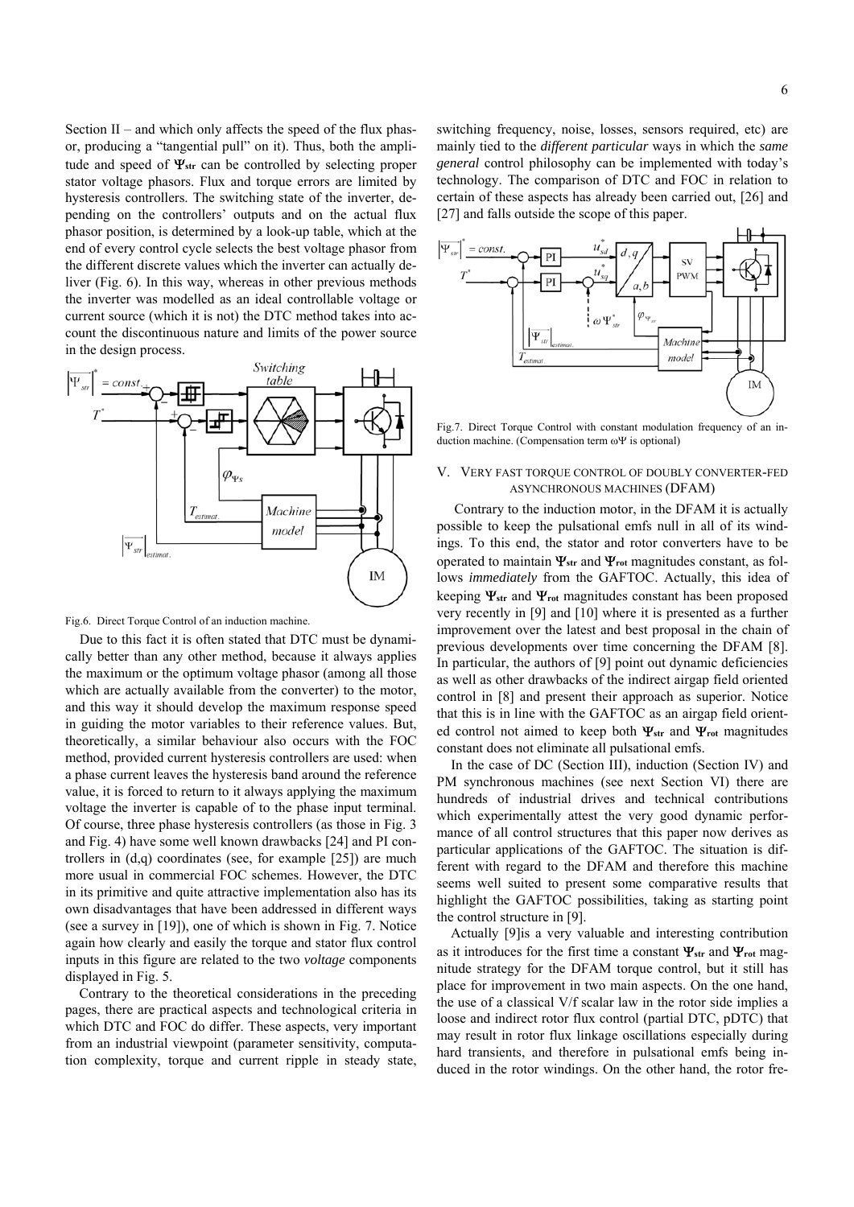Section II – and which only affects the speed of the flux phasor, producing a "tangential pull" on it). Thus, both the amplitude and speed of $\mathbf{\Psi_{str}}$ can be controlled by selecting proper stator voltage phasors. Flux and torque errors are limited by hysteresis controllers. The switching state of the inverter, depending on the controllers' outputs and on the actual flux phasor position, is determined by a look-up table, which at the end of every control cycle selects the best voltage phasor from the different discrete values which the inverter can actually deliver (Fig. 6). In this way, whereas in other previous methods the inverter was modelled as an ideal controllable voltage or current source (which it is not) the DTC method takes into account the discontinuous nature and limits of the power source in the design process.

Fig.6. Direct Torque Control of an induction machine.

Due to this fact it is often stated that DTC must be dynamically better than any other method, because it always applies the maximum or the optimum voltage phasor (among all those which are actually available from the converter) to the motor, and this way it should develop the maximum response speed in guiding the motor variables to their reference values. But, theoretically, a similar behaviour also occurs with the FOC method, provided current hysteresis controllers are used: when a phase current leaves the hysteresis band around the reference value, it is forced to return to it always applying the maximum voltage the inverter is capable of to the phase input terminal. Of course, three phase hysteresis controllers (as those in Fig. 3 and Fig. 4) have some well known drawbacks [24] and PI controllers in (d,q) coordinates (see, for example [25]) are much more usual in commercial FOC schemes. However, the DTC in its primitive and quite attractive implementation also has its own disadvantages that have been addressed in different ways (see a survey in [19]), one of which is shown in Fig. 7. Notice again how clearly and easily the torque and stator flux control inputs in this figure are related to the two *voltage* components displayed in Fig. 5.

Contrary to the theoretical considerations in the preceding pages, there are practical aspects and technological criteria in which DTC and FOC do differ. These aspects, very important from an industrial viewpoint (parameter sensitivity, computation complexity, torque and current ripple in steady state, switching frequency, noise, losses, sensors required, etc) are mainly tied to the *different particular* ways in which the *same general* control philosophy can be implemented with today's technology. The comparison of DTC and FOC in relation to certain of these aspects has already been carried out, [26] and [27] and falls outside the scope of this paper.

Fig.7. Direct Torque Control with constant modulation frequency of an induction machine. (Compensation term $\omega\Psi$ is optional)

## V. Very fast torque control of doubly converter-fed asynchronous machines (DFAM)

Contrary to the induction motor, in the DFAM it is actually possible to keep the pulsational emfs null in all of its windings. To this end, the stator and rotor converters have to be operated to maintain $\mathbf{\Psi_{str}}$ and $\mathbf{\Psi_{rot}}$ magnitudes constant, as follows *immediately* from the GAFTOC. Actually, this idea of keeping $\mathbf{\Psi_{str}}$ and $\mathbf{\Psi_{rot}}$ magnitudes constant has been proposed very recently in [9] and [10] where it is presented as a further improvement over the latest and best proposal in the chain of previous developments over time concerning the DFAM [8]. In particular, the authors of [9] point out dynamic deficiencies as well as other drawbacks of the indirect airgap field oriented control in [8] and present their approach as superior. Notice that this is in line with the GAFTOC as an airgap field oriented control not aimed to keep both $\mathbf{\Psi_{str}}$ and $\mathbf{\Psi_{rot}}$ magnitudes constant does not eliminate all pulsational emfs.

In the case of DC (Section III), induction (Section IV) and PM synchronous machines (see next Section VI) there are hundreds of industrial drives and technical contributions which experimentally attest the very good dynamic performance of all control structures that this paper now derives as particular applications of the GAFTOC. The situation is different with regard to the DFAM and therefore this machine seems well suited to present some comparative results that highlight the GAFTOC possibilities, taking as starting point the control structure in [9].

Actually [9]is a very valuable and interesting contribution as it introduces for the first time a constant $\mathbf{\Psi_{str}}$ and $\mathbf{\Psi_{rot}}$ magnitude strategy for the DFAM torque control, but it still has place for improvement in two main aspects. On the one hand, the use of a classical V/f scalar law in the rotor side implies a loose and indirect rotor flux control (partial DTC, pDTC) that may result in rotor flux linkage oscillations especially during hard transients, and therefore in pulsational emfs being induced in the rotor windings. On the other hand, the rotor fre-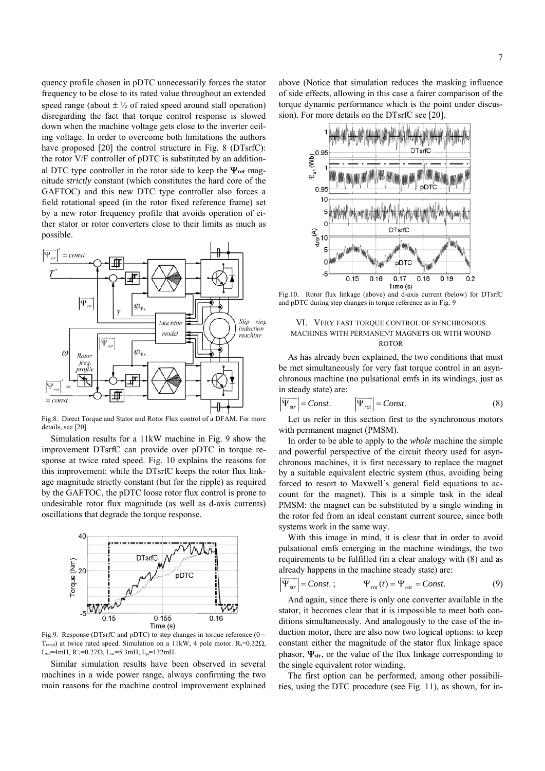quency profile chosen in pDTC unnecessarily forces the stator frequency to be close to its rated value throughout an extended speed range (about ± ½ of rated speed around stall operation) disregarding the fact that torque control response is slowed down when the machine voltage gets close to the inverter ceiling voltage. In order to overcome both limitations the authors have proposed [20] the control structure in Fig. 8 (DTsrfC): the rotor V/F controller of pDTC is substituted by an additional DTC type controller in the rotor side to keep the $\mathbf{\Psi_{rot}}$ magnitude *strictly* constant (which constitutes the hard core of the GAFTOC) and this new DTC type controller also forces a field rotational speed (in the rotor fixed reference frame) set by a new rotor frequency profile that avoids operation of either stator or rotor converters close to their limits as much as possible.

Fig.8. Direct Torque and Stator and Rotor Flux control of a DFAM. For more details, see [20]

Simulation results for a 11kW machine in Fig. 9 show the improvement DTsrfC can provide over pDTC in torque response at twice rated speed. Fig. 10 explains the reasons for this improvement: while the DTsrfC keeps the rotor flux linkage magnitude strictly constant (but for the ripple) as required by the GAFTOC, the pDTC loose rotor flux control is prone to undesirable rotor flux magnitude (as well as d-axis currents) oscillations that degrade the torque response.

Fig.9. Response (DTsrfC and pDTC) to step changes in torque reference (0 ~ $T_{rated}$) at twice rated speed. Simulation on a 11kW, 4 pole motor. $R_s$=0.32Ω, $L_{σs}$=4mH, $R'_r$=0.27Ω, $L_{σr}$=5.3mH, $L_μ$=132mH.

Similar simulation results have been observed in several machines in a wide power range, always confirming the two main reasons for the machine control improvement explained above (Notice that simulation reduces the masking influence of side effects, allowing in this case a fairer comparison of the torque dynamic performance which is the point under discussion). For more details on the DTsrfC see [20].

Fig.10. Rotor flux linkage (above) and d-axis current (below) for DTsrfC and pDTC during step changes in torque reference as in Fig. 9

## VI. Very fast torque control of synchronous machines with permanent magnets or with wound rotor

As has already been explained, the two conditions that must be met simultaneously for very fast torque control in an asynchronous machine (no pulsational emfs in its windings, just as in steady state) are:

$$\left|\overrightarrow{\Psi_{str}}\right| = Const. \qquad \left|\overrightarrow{\Psi_{rot}}\right| = Const. \tag{8}$$

Let us refer in this section first to the synchronous motors with permanent magnet (PMSM).

In order to be able to apply to the *whole* machine the simple and powerful perspective of the circuit theory used for asynchronous machines, it is first necessary to replace the magnet by a suitable equivalent electric system (thus, avoiding being forced to resort to Maxwell´s general field equations to account for the magnet). This is a simple task in the ideal PMSM: the magnet can be substituted by a single winding in the rotor fed from an ideal constant current source, since both systems work in the same way.

With this image in mind, it is clear that in order to avoid pulsational emfs emerging in the machine windings, the two requirements to be fulfilled (in a clear analogy with (8) and as already happens in the machine steady state) are:

$$\left|\overrightarrow{\Psi_{str}}\right| = Const.; \qquad \Psi_{rot}(t) = \Psi_{rot} = Const. \tag{9}$$

And again, since there is only one converter available in the stator, it becomes clear that it is impossible to meet both conditions simultaneously. And analogously to the case of the induction motor, there are also now two logical options: to keep constant either the magnitude of the stator flux linkage space phasor, $\mathbf{\Psi_{str}}$, or the value of the flux linkage corresponding to the single equivalent rotor winding.

The first option can be performed, among other possibilities, using the DTC procedure (see Fig. 11), as shown, for in-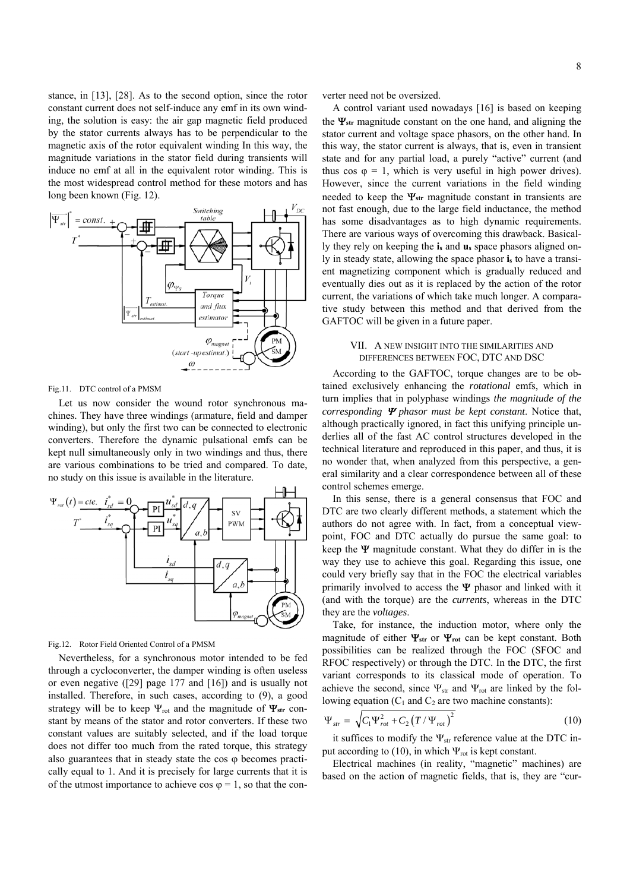stance, in [13], [28]. As to the second option, since the rotor constant current does not self-induce any emf in its own winding, the solution is easy: the air gap magnetic field produced by the stator currents always has to be perpendicular to the magnetic axis of the rotor equivalent winding In this way, the magnitude variations in the stator field during transients will induce no emf at all in the equivalent rotor winding. This is the most widespread control method for these motors and has long been known (Fig. 12).

Fig.11. DTC control of a PMSM

Let us now consider the wound rotor synchronous machines. They have three windings (armature, field and damper winding), but only the first two can be connected to electronic converters. Therefore the dynamic pulsational emfs can be kept null simultaneously only in two windings and thus, there are various combinations to be tried and compared. To date, no study on this issue is available in the literature.

Fig.12. Rotor Field Oriented Control of a PMSM

Nevertheless, for a synchronous motor intended to be fed through a cycloconverter, the damper winding is often useless or even negative ([29] page 177 and [16]) and is usually not installed. Therefore, in such cases, according to (9), a good strategy will be to keep $\Psi_{rot}$ and the magnitude of $\mathbf{\Psi_{str}}$ constant by means of the stator and rotor converters. If these two constant values are suitably selected, and if the load torque does not differ too much from the rated torque, this strategy also guarantees that in steady state the cos φ becomes practically equal to 1. And it is precisely for large currents that it is of the utmost importance to achieve cos φ = 1, so that the converter need not be oversized.

A control variant used nowadays [16] is based on keeping the $\mathbf{\Psi_{str}}$ magnitude constant on the one hand, and aligning the stator current and voltage space phasors, on the other hand. In this way, the stator current is always, that is, even in transient state and for any partial load, a purely "active" current (and thus cos φ = 1, which is very useful in high power drives). However, since the current variations in the field winding needed to keep the $\mathbf{\Psi_{str}}$ magnitude constant in transients are not fast enough, due to the large field inductance, the method has some disadvantages as to high dynamic requirements. There are various ways of overcoming this drawback. Basically they rely on keeping the $\mathbf{i_s}$ and $\mathbf{u_s}$ space phasors aligned only in steady state, allowing the space phasor $\mathbf{i_s}$ to have a transient magnetizing component which is gradually reduced and eventually dies out as it is replaced by the action of the rotor current, the variations of which take much longer. A comparative study between this method and that derived from the GAFTOC will be given in a future paper.

## VII. A NEW INSIGHT INTO THE SIMILARITIES AND DIFFERENCES BETWEEN FOC, DTC AND DSC

According to the GAFTOC, torque changes are to be obtained exclusively enhancing the *rotational* emfs, which in turn implies that in polyphase windings *the magnitude of the corresponding* $\boldsymbol{\Psi}$ *phasor must be kept constant*. Notice that, although practically ignored, in fact this unifying principle underlies all of the fast AC control structures developed in the technical literature and reproduced in this paper, and thus, it is no wonder that, when analyzed from this perspective, a general similarity and a clear correspondence between all of these control schemes emerge.

In this sense, there is a general consensus that FOC and DTC are two clearly different methods, a statement which the authors do not agree with. In fact, from a conceptual viewpoint, FOC and DTC actually do pursue the same goal: to keep the $\mathbf{\Psi}$ magnitude constant. What they do differ in is the way they use to achieve this goal. Regarding this issue, one could very briefly say that in the FOC the electrical variables primarily involved to access the $\mathbf{\Psi}$ phasor and linked with it (and with the torque) are the *currents*, whereas in the DTC they are the *voltages*.

Take, for instance, the induction motor, where only the magnitude of either $\mathbf{\Psi_{str}}$ or $\mathbf{\Psi_{rot}}$ can be kept constant. Both possibilities can be realized through the FOC (SFOC and RFOC respectively) or through the DTC. In the DTC, the first variant corresponds to its classical mode of operation. To achieve the second, since $\Psi_{str}$ and $\Psi_{rot}$ are linked by the following equation ($C_1$ and $C_2$ are two machine constants):

$$\Psi_{str} = \sqrt{C_1 \Psi_{rot}^2 + C_2 \left(T / \Psi_{rot}\right)^2} \quad (10)$$

it suffices to modify the $\Psi_{str}$ reference value at the DTC input according to (10), in which $\Psi_{rot}$ is kept constant.

Electrical machines (in reality, "magnetic" machines) are based on the action of magnetic fields, that is, they are "cur-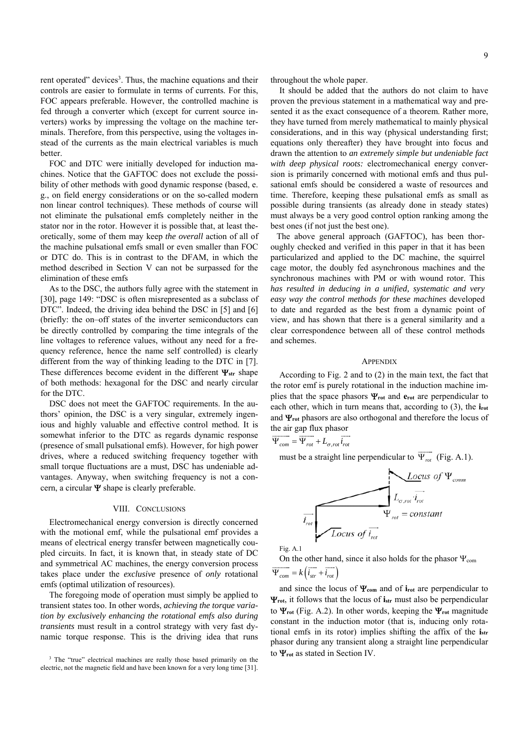rent operated" devices[3]. Thus, the machine equations and their controls are easier to formulate in terms of currents. For this, FOC appears preferable. However, the controlled machine is fed through a converter which (except for current source inverters) works by impressing the voltage on the machine terminals. Therefore, from this perspective, using the voltages instead of the currents as the main electrical variables is much better.

FOC and DTC were initially developed for induction machines. Notice that the GAFTOC does not exclude the possibility of other methods with good dynamic response (based, e. g., on field energy considerations or on the so-called modern non linear control techniques). These methods of course will not eliminate the pulsational emfs completely neither in the stator nor in the rotor. However it is possible that, at least theoretically, some of them may keep *the overall* action of all of the machine pulsational emfs small or even smaller than FOC or DTC do. This is in contrast to the DFAM, in which the method described in Section V can not be surpassed for the elimination of these emfs

As to the DSC, the authors fully agree with the statement in [30], page 149: "DSC is often misrepresented as a subclass of DTC". Indeed, the driving idea behind the DSC in [5] and [6] (briefly: the on–off states of the inverter semiconductors can be directly controlled by comparing the time integrals of the line voltages to reference values, without any need for a frequency reference, hence the name self controlled) is clearly different from the way of thinking leading to the DTC in [7]. These differences become evident in the different $\mathbf{\Psi_{str}}$ shape of both methods: hexagonal for the DSC and nearly circular for the DTC.

DSC does not meet the GAFTOC requirements. In the authors' opinion, the DSC is a very singular, extremely ingenious and highly valuable and effective control method. It is somewhat inferior to the DTC as regards dynamic response (presence of small pulsational emfs). However, for high power drives, where a reduced switching frequency together with small torque fluctuations are a must, DSC has undeniable advantages. Anyway, when switching frequency is not a concern, a circular $\mathbf{\Psi}$ shape is clearly preferable.

## VIII. Conclusions

Electromechanical energy conversion is directly concerned with the motional emf, while the pulsational emf provides a means of electrical energy transfer between magnetically coupled circuits. In fact, it is known that, in steady state of DC and symmetrical AC machines, the energy conversion process takes place under the *exclusive* presence of *only* rotational emfs (optimal utilization of resources).

The foregoing mode of operation must simply be applied to transient states too. In other words, *achieving the torque variation by exclusively enhancing the rotational emfs also during transients* must result in a control strategy with very fast dynamic torque response. This is the driving idea that runs throughout the whole paper.

It should be added that the authors do not claim to have proven the previous statement in a mathematical way and presented it as the exact consequence of a theorem. Rather more, they have turned from merely mathematical to mainly physical considerations, and in this way (physical understanding first; equations only thereafter) they have brought into focus and drawn the attention to *an extremely simple but undeniable fact with deep physical roots:* electromechanical energy conversion is primarily concerned with motional emfs and thus pulsational emfs should be considered a waste of resources and time. Therefore, keeping these pulsational emfs as small as possible during transients (as already done in steady states) must always be a very good control option ranking among the best ones (if not just the best one).

The above general approach (GAFTOC), has been thoroughly checked and verified in this paper in that it has been particularized and applied to the DC machine, the squirrel cage motor, the doubly fed asynchronous machines and the synchronous machines with PM or with wound rotor. This *has resulted in deducing in a unified, systematic and very easy way the control methods for these machines* developed to date and regarded as the best from a dynamic point of view, and has shown that there is a general similarity and a clear correspondence between all of these control methods and schemes.

## Appendix

According to Fig. 2 and to (2) in the main text, the fact that the rotor emf is purely rotational in the induction machine implies that the space phasors $\mathbf{\Psi_{rot}}$ and $\mathbf{e_{rot}}$ are perpendicular to each other, which in turn means that, according to (3), the $\mathbf{i_{rot}}$ and $\mathbf{\Psi_{rot}}$ phasors are also orthogonal and therefore the locus of the air gap flux phasor

$$\overrightarrow{\Psi_{com}} = \overrightarrow{\Psi_{rot}} + L_{\sigma,rot}\overrightarrow{i_{rot}}$$

must be a straight line perpendicular to $\overrightarrow{\Psi_{rot}}$ (Fig. A.1).

Fig. A.1

On the other hand, since it also holds for the phasor $\Psi_{com}$

$$\overrightarrow{\Psi_{com}} = k\left(\overrightarrow{i_{str}} + \overrightarrow{i_{rot}}\right)$$

and since the locus of $\mathbf{\Psi_{com}}$ and of $\mathbf{i_{rot}}$ are perpendicular to $\mathbf{\Psi_{rot}}$, it follows that the locus of $\mathbf{i_{str}}$ must also be perpendicular to $\mathbf{\Psi_{rot}}$ (Fig. A.2). In other words, keeping the $\mathbf{\Psi_{rot}}$ magnitude constant in the induction motor (that is, inducing only rotational emfs in its rotor) implies shifting the affix of the $\mathbf{i_{str}}$ phasor during any transient along a straight line perpendicular to $\mathbf{\Psi_{rot}}$ as stated in Section IV.

[3] The "true" electrical machines are really those based primarily on the electric, not the magnetic field and have been known for a very long time [31].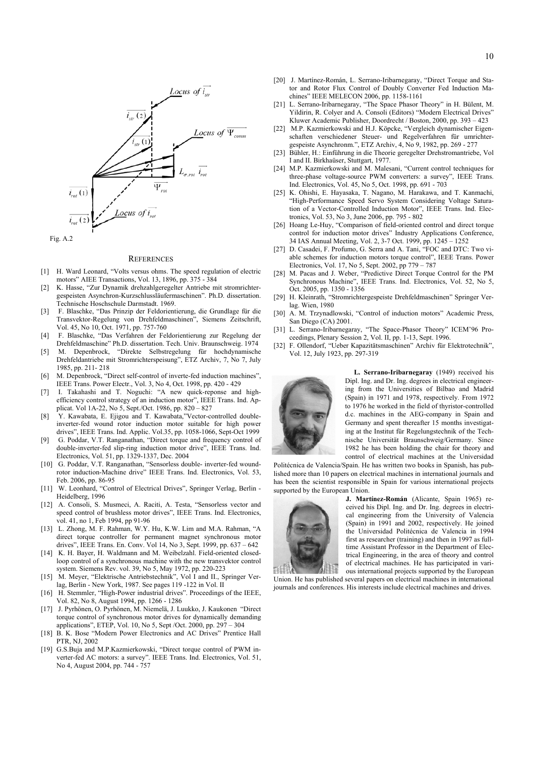$\overrightarrow{Locus\ of\ i_{str}}$

$\overrightarrow{i_{str}}\ (2)$

$\overrightarrow{i_{str}}\ (1)$

$\overrightarrow{Locus\ of\ \Psi_{comm}}$

$L_{\sigma,rot}\ \overrightarrow{i_{rot}}$

$\overrightarrow{\Psi_{rot}}$

$\overrightarrow{i_{rot}}\ (1)$

$\overrightarrow{Locus\ of\ i_{rot}}$

$\overrightarrow{i_{rot}}\ (2)$

Fig. A.2

## REFERENCES

[1] H. Ward Leonard, "Volts versus ohms. The speed regulation of electric motors" AIEE Transactions, Vol. 13, 1896, pp. 375 - 384

[2] K. Hasse, "Zur Dynamik drehzahlgeregelter Antriebe mit stromrichtergespeisten Asynchron-Kurzschlussläufermaschinen". Ph.D. dissertation. Technische Hoschschule Darmstadt. 1969.

[3] F. Blaschke, "Das Prinzip der Feldorientierung, die Grundlage für die Transvektor-Regelung von Drehfeldmaschinen", Siemens Zeitschrift, Vol. 45, No 10, Oct. 1971, pp. 757-760

[4] F. Blaschke, "Das Verfahren der Feldorientierung zur Regelung der Drehfeldmaschine" Ph.D. dissertation. Tech. Univ. Braunschweig. 1974

[5] M. Depenbrock, "Direkte Selbstregelung für hochdynamische Drehfeldantriebe mit Stromrichterspeisung", ETZ Archiv, 7, No 7, July 1985, pp. 211- 218

[6] M. Depenbrock, "Direct self-control of inverte-fed induction machines", IEEE Trans. Power Electr., Vol. 3, No 4, Oct. 1998, pp. 420 - 429

[7] I. Takahashi and T. Noguchi: "A new quick-reponse and high-efficiency control strategy of an induction motor", IEEE Trans. Ind. Applicat. Vol 1A-22, No 5, Sept./Oct. 1986, pp. 820 – 827

[8] Y. Kawabata, E. Ejigou and T. Kawabata,"Vector-controlled double-inverter-fed wound rotor induction motor suitable for high power drives", IEEE Trans. Ind. Applic. Vol.35, pp. 1058-1066, Sept-Oct 1999

[9] G. Poddar, V.T. Ranganathan, "Direct torque and frequency control of double-inverter-fed slip-ring induction motor drive", IEEE Trans. Ind. Electronics, Vol. 51, pp. 1329-1337, Dec. 2004

[10] G. Poddar, V.T. Ranganathan, "Sensorless double- inverter-fed wound-rotor induction-Machine drive" IEEE Trans. Ind. Electronics, Vol. 53, Feb. 2006, pp. 86-95

[11] W. Leonhard, "Control of Electrical Drives", Springer Verlag, Berlin - Heidelberg, 1996

[12] A. Consoli, S. Musmeci, A. Raciti, A. Testa, "Sensorless vector and speed control of brushless motor drives", IEEE Trans. Ind. Electronics, vol. 41, no 1, Feb 1994, pp 91-96

[13] L. Zhong, M. F. Rahman, W.Y. Hu, K.W. Lim and M.A. Rahman, "A direct torque controller for permanent magnet synchronous motor drives", IEEE Trans. En. Conv. Vol 14, No 3, Sept. 1999, pp. 637 – 642

[14] K. H. Bayer, H. Waldmann and M. Weibelzahl. Field-oriented closed-loop control of a synchronous machine with the new transvektor control system. Siemens Rev. vol. 39, No 5, May 1972, pp. 220-223

[15] M. Meyer, "Elektrische Antriebstechnik", Vol I and II., Springer Verlag, Berlin - New York, 1987. See pages 119 -122 in Vol. II

[16] H. Stemmler, "High-Power industrial drives". Proceedings of the IEEE, Vol. 82, No 8, August 1994, pp. 1266 - 1286

[17] J. Pyrhönen, O. Pyrhönen, M. Niemelä, J. Luukko, J. Kaukonen "Direct torque control of synchronous motor drives for dynamically demanding applications", ETEP, Vol. 10, No 5, Sept /Oct. 2000, pp. 297 – 304

[18] B. K. Bose "Modern Power Electronics and AC Drives" Prentice Hall PTR, NJ, 2002

[19] G.S.Buja and M.P.Kazmierkowski, "Direct torque control of PWM inverter-fed AC motors: a survey". IEEE Trans. Ind. Electronics, Vol. 51, No 4, August 2004, pp. 744 - 757

[20] J. Martínez-Román, L. Serrano-Iribarnegaray, "Direct Torque and Stator and Rotor Flux Control of Doubly Converter Fed Induction Machines" IEEE MELECON 2006, pp. 1158-1161

[21] L. Serrano-Iribarnegaray, "The Space Phasor Theory" in H. Bülent, M. Yildirin, R. Colyer and A. Consoli (Editors) "Modern Electrical Drives" Kluwer Academic Publisher, Doordrecht / Boston, 2000, pp. 393 – 423

[22] M.P. Kazmierkowski and H.J. Köpcke, "Vergleich dynamischer Eigenschaften verschiedener Steuer- und Regelverfahren für umrichtergespeiste Asynchronm.", ETZ Archiv, 4, No 9, 1982, pp. 269 - 277

[23] Bühler, H.: Einführung in die Theorie geregelter Drehstromantriebe, Vol I and II. Birkhaüser, Stuttgart, 1977.

[24] M.P. Kazmierkowski and M. Malesani, "Current control techniques for three-phase voltage-source PWM converters: a survey", IEEE Trans. Ind. Electronics, Vol. 45, No 5, Oct. 1998, pp. 691 - 703

[25] K. Ohishi, E. Hayasaka, T. Nagano, M. Harakawa, and T. Kanmachi, "High-Performance Speed Servo System Considering Voltage Saturation of a Vector-Controlled Induction Motor", IEEE Trans. Ind. Electronics, Vol. 53, No 3, June 2006, pp. 795 - 802

[26] Hoang Le-Huy, "Comparison of field-oriented control and direct torque control for induction motor drives" Industry Applications Conference, 34 IAS Annual Meeting, Vol. 2, 3-7 Oct. 1999, pp. 1245 – 1252

[27] D. Casadei, F. Profumo, G. Serra and A. Tani, "FOC and DTC: Two viable schemes for induction motors torque control", IEEE Trans. Power Electronics, Vol. 17, No 5, Sept. 2002, pp 779 – 787

[28] M. Pacas and J. Weber, "Predictive Direct Torque Control for the PM Synchronous Machine", IEEE Trans. Ind. Electronics, Vol. 52, No 5, Oct. 2005, pp. 1350 - 1356

[29] H. Kleinrath, "Stromrichtergespeiste Drehfeldmaschinen" Springer Verlag. Wien, 1980

[30] A. M. Trzynadlowski, "Control of induction motors" Academic Press, San Diego (CA) 2001.

[31] L. Serrano-Iribarnegaray, "The Space-Phasor Theory" ICEM'96 Proceedings, Plenary Session 2, Vol. II, pp. 1-13, Sept. 1996.

[32] F. Ollendorf, "Ueber Kapazitätsmaschinen" Archiv für Elektrotechnik", Vol. 12, July 1923, pp. 297-319

**L. Serrano-Iribarnegaray** (1949) received his Dipl. Ing. and Dr. Ing. degrees in electrical engineering from the Universities of Bilbao and Madrid (Spain) in 1971 and 1978, respectively. From 1972 to 1976 he worked in the field of thyristor-controlled d.c. machines in the AEG-company in Spain and Germany and spent thereafter 15 months investigating at the Institut für Regelungstechnik of the Technische Universität Braunschweig/Germany. Since 1982 he has been holding the chair for theory and control of electrical machines at the Universidad Politécnica de Valencia/Spain. He has written two books in Spanish, has published more than 10 papers on electrical machines in international journals and has been the scientist responsible in Spain for various international projects supported by the European Union.

**J. Martínez-Román** (Alicante, Spain 1965) received his Dipl. Ing. and Dr. Ing. degrees in electrical engineering from the University of Valencia (Spain) in 1991 and 2002, respectively. He joined the Universidad Politécnica de Valencia in 1994 first as researcher (training) and then in 1997 as full-time Assistant Professor in the Department of Electrical Engineering, in the area of theory and control of electrical machines. He has participated in various international projects supported by the European Union. He has published several papers on electrical machines in international journals and conferences. His interests include electrical machines and drives.